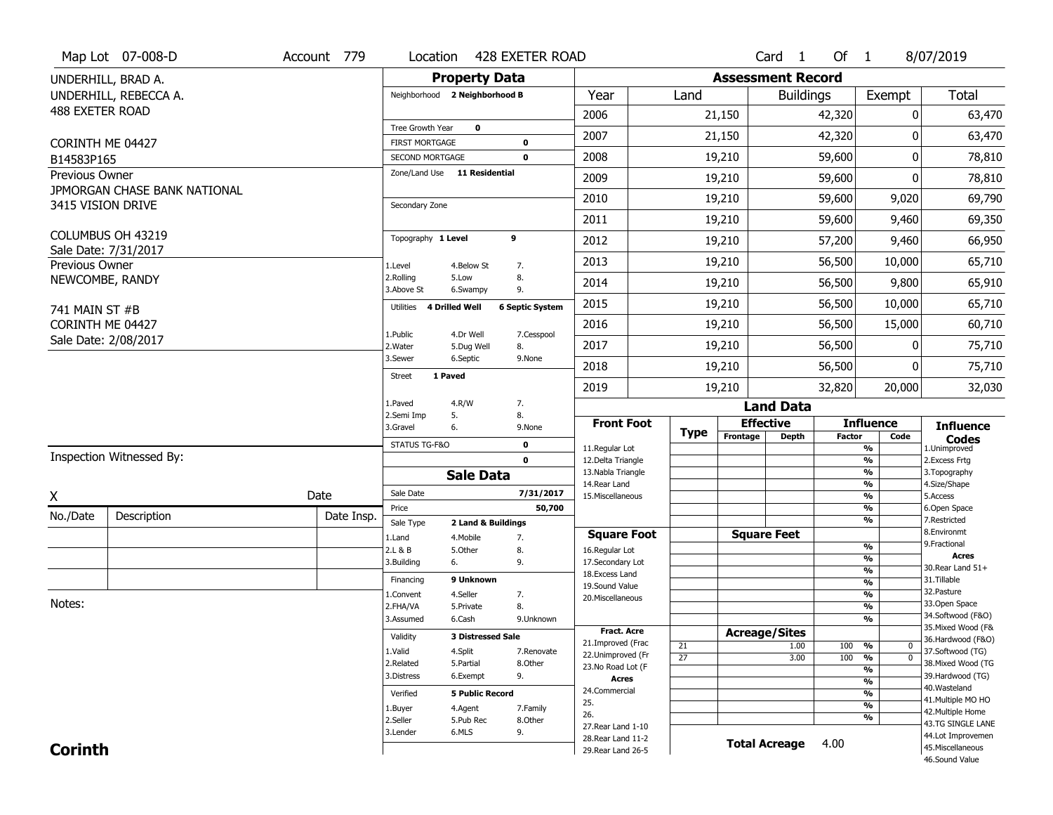Map Lot 07-008-D | Account 779 | Location 428 EXETER ROAD | Card 1 Of 1 | 8/07/2019

UNDERHILL, BRAD A.
UNDERHILL, REBECCA A.
488 EXETER ROAD

CORINTH ME 04427
B14583P165

Previous Owner
JPMORGAN CHASE BANK NATIONAL
3415 VISION DRIVE

COLUMBUS OH 43219
Sale Date: 7/31/2017

Previous Owner
NEWCOMBE, RANDY

741 MAIN ST #B
CORINTH ME 04427
Sale Date: 2/08/2017

## Property Data

Neighborhood **2 Neighborhood B**

Tree Growth Year **0**
FIRST MORTGAGE **0**
SECOND MORTGAGE **0**
Zone/Land Use **11 Residential**

Secondary Zone

Topography **1 Level** **9**

| | | |
|---|---|---|
| 1.Level | 4.Below St | 7. |
| 2.Rolling | 5.Low | 8. |
| 3.Above St | 6.Swampy | 9. |

Utilities **4 Drilled Well** **6 Septic System**

| | | |
|---|---|---|
| 1.Public | 4.Dr Well | 7.Cesspool |
| 2.Water | 5.Dug Well | 8. |
| 3.Sewer | 6.Septic | 9.None |

Street **1 Paved**

| | | |
|---|---|---|
| 1.Paved | 4.R/W | 7. |
| 2.Semi Imp | 5. | 8. |
| 3.Gravel | 6. | 9.None |

STATUS TG-F&O **0**
**0**

## Sale Data

Sale Date **7/31/2017**
Price **50,700**
Sale Type **2 Land & Buildings**

| | | |
|---|---|---|
| 1.Land | 4.Mobile | 7. |
| 2.L & B | 5.Other | 8. |
| 3.Building | 6. | 9. |

Financing **9 Unknown**

| | | |
|---|---|---|
| 1.Convent | 4.Seller | 7. |
| 2.FHA/VA | 5.Private | 8. |
| 3.Assumed | 6.Cash | 9.Unknown |

Validity **3 Distressed Sale**

| | | |
|---|---|---|
| 1.Valid | 4.Split | 7.Renovate |
| 2.Related | 5.Partial | 8.Other |
| 3.Distress | 6.Exempt | 9. |

Verified **5 Public Record**

| | | |
|---|---|---|
| 1.Buyer | 4.Agent | 7.Family |
| 2.Seller | 5.Pub Rec | 8.Other |
| 3.Lender | 6.MLS | 9. |

## Assessment Record

| Year | Land | Buildings | Exempt | Total |
|---|---|---|---|---|
| 2006 | 21,150 | 42,320 | 0 | 63,470 |
| 2007 | 21,150 | 42,320 | 0 | 63,470 |
| 2008 | 19,210 | 59,600 | 0 | 78,810 |
| 2009 | 19,210 | 59,600 | 0 | 78,810 |
| 2010 | 19,210 | 59,600 | 9,020 | 69,790 |
| 2011 | 19,210 | 59,600 | 9,460 | 69,350 |
| 2012 | 19,210 | 57,200 | 9,460 | 66,950 |
| 2013 | 19,210 | 56,500 | 10,000 | 65,710 |
| 2014 | 19,210 | 56,500 | 9,800 | 65,910 |
| 2015 | 19,210 | 56,500 | 10,000 | 65,710 |
| 2016 | 19,210 | 56,500 | 15,000 | 60,710 |
| 2017 | 19,210 | 56,500 | 0 | 75,710 |
| 2018 | 19,210 | 56,500 | 0 | 75,710 |
| 2019 | 19,210 | 32,820 | 20,000 | 32,030 |

## Land Data

| Front Foot | Type | Effective Frontage | Effective Depth | Influence Factor | Influence Code |
|---|---|---|---|---|---|
| 11.Regular Lot | | | | % | |
| 12.Delta Triangle | | | | % | |
| 13.Nabla Triangle | | | | % | |
| 14.Rear Land | | | | % | |
| 15.Miscellaneous | | | | % | |
| | | | | % | |
| | | | | % | |
| **Square Foot** | | **Square Feet** | | | |
| 16.Regular Lot | | | | % | |
| 17.Secondary Lot | | | | % | |
| 18.Excess Land | | | | % | |
| 19.Sound Value | | | | % | |
| 20.Miscellaneous | | | | % | |
| | | | | % | |
| | | | | % | |
| **Fract. Acre** | | **Acreage/Sites** | | | |
| 21.Improved (Frac | 21 | | 1.00 | 100 % | 0 |
| 22.Unimproved (Fr | 27 | | 3.00 | 100 % | 0 |
| 23.No Road Lot (F | | | | % | |
| **Acres** | | | | % | |
| 24.Commercial | | | | % | |
| 25. | | | | % | |
| 26. | | | | % | |
| 27.Rear Land 1-10 | | | | | |
| 28.Rear Land 11-2 | | | | | |
| 29.Rear Land 26-5 | | | | | |

**Total Acreage** 4.00

**Influence Codes**
1.Unimproved
2.Excess Frtg
3.Topography
4.Size/Shape
5.Access
6.Open Space
7.Restricted
8.Environmt
9.Fractional

**Acres**
30.Rear Land 51+
31.Tillable
32.Pasture
33.Open Space
34.Softwood (F&O)
35.Mixed Wood (F&
36.Hardwood (F&O)
37.Softwood (TG)
38.Mixed Wood (TG
39.Hardwood (TG)
40.Wasteland
41.Multiple MO HO
42.Multiple Home
43.TG SINGLE LANE
44.Lot Improvemen
45.Miscellaneous
46.Sound Value

Inspection Witnessed By:

X Date

| No./Date | Description | Date Insp. |
|---|---|---|
| | | |
| | | |
| | | |

Notes:

**Corinth**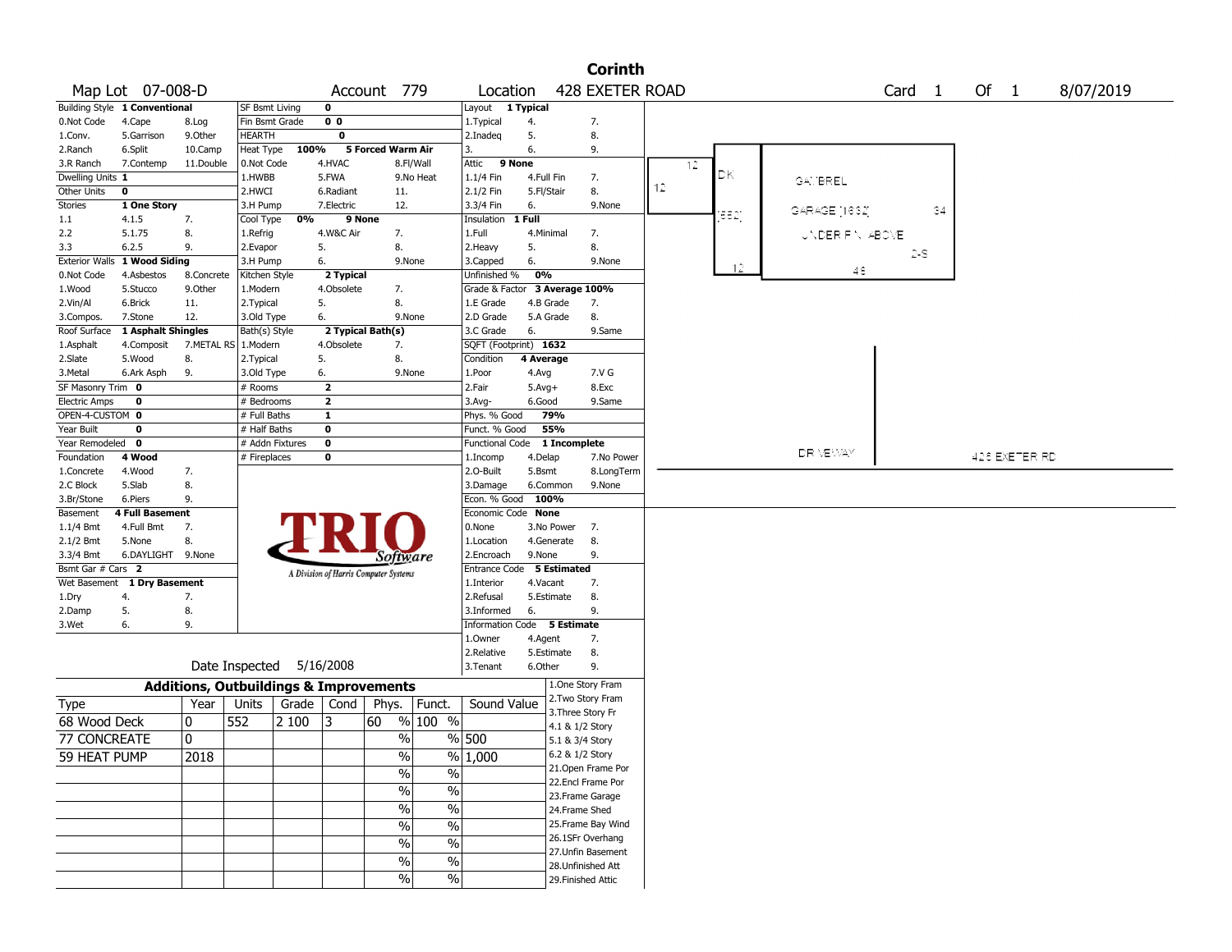# Corinth

Map Lot 07-008-D | Account 779 | Location 428 EXETER ROAD | Card 1 Of 1 | 8/07/2019

| | | | | | | | | | | |
|---|---|---|---|---|---|---|---|---|---|---|
| Building Style | **1 Conventional** | | SF Bsmt Living | **0** | | | Layout | **1 Typical** | | |
| 0.Not Code | 4.Cape | 8.Log | Fin Bsmt Grade | **0 0** | | | 1.Typical | 4. | 7. | |
| 1.Conv. | 5.Garrison | 9.Other | HEARTH | **0** | | | 2.Inadeq | 5. | 8. | |
| 2.Ranch | 6.Split | 10.Camp | Heat Type | **100%** | **5 Forced Warm Air** | | 3. | 6. | 9. | |
| 3.R Ranch | 7.Contemp | 11.Double | 0.Not Code | 4.HVAC | 8.Fl/Wall | | Attic | **9 None** | | |
| Dwelling Units | **1** | | 1.HWBB | 5.FWA | 9.No Heat | | 1.1/4 Fin | 4.Full Fin | 7. | |
| Other Units | **0** | | 2.HWCI | 6.Radiant | 11. | | 2.1/2 Fin | 5.Fl/Stair | 8. | |
| Stories | **1 One Story** | | 3.H Pump | 7.Electric | 12. | | 3.3/4 Fin | 6. | 9.None | |
| 1.1 | 4.1.5 | 7. | Cool Type | **0%** | **9 None** | | Insulation | **1 Full** | | |
| 2.2 | 5.1.75 | 8. | 1.Refrig | 4.W&C Air | 7. | | 1.Full | 4.Minimal | 7. | |
| 3.3 | 6.2.5 | 9. | 2.Evapor | 5. | 8. | | 2.Heavy | 5. | 8. | |
| Exterior Walls | **1 Wood Siding** | | 3.H Pump | 6. | 9.None | | 3.Capped | 6. | 9.None | |
| 0.Not Code | 4.Asbestos | 8.Concrete | Kitchen Style | **2 Typical** | | | Unfinished % | **0%** | | |
| 1.Wood | 5.Stucco | 9.Other | 1.Modern | 4.Obsolete | 7. | | Grade & Factor | **3 Average 100%** | | |
| 2.Vin/Al | 6.Brick | 11. | 2.Typical | 5. | 8. | | 1.E Grade | 4.B Grade | 7. | |
| 3.Compos. | 7.Stone | 12. | 3.Old Type | 6. | 9.None | | 2.D Grade | 5.A Grade | 8. | |
| Roof Surface | **1 Asphalt Shingles** | | Bath(s) Style | **2 Typical Bath(s)** | | | 3.C Grade | 6. | 9.Same | |
| 1.Asphalt | 4.Composit | 7.METAL RS | 1.Modern | 4.Obsolete | 7. | | SQFT (Footprint) | **1632** | | |
| 2.Slate | 5.Wood | 8. | 2.Typical | 5. | 8. | | Condition | **4 Average** | | |
| 3.Metal | 6.Ark Asph | 9. | 3.Old Type | 6. | 9.None | | 1.Poor | 4.Avg | 7.V G | |
| SF Masonry Trim | **0** | | # Rooms | **2** | | | 2.Fair | 5.Avg+ | 8.Exc | |
| Electric Amps | **0** | | # Bedrooms | **2** | | | 3.Avg- | 6.Good | 9.Same | |
| OPEN-4-CUSTOM | **0** | | # Full Baths | **1** | | | Phys. % Good | **79%** | | |
| Year Built | **0** | | # Half Baths | **0** | | | Funct. % Good | **55%** | | |
| Year Remodeled | **0** | | # Addn Fixtures | **0** | | | Functional Code | **1 Incomplete** | | |
| Foundation | **4 Wood** | | # Fireplaces | **0** | | | 1.Incomp | 4.Delap | 7.No Power | |
| 1.Concrete | 4.Wood | 7. | | | | | 2.O-Built | 5.Bsmt | 8.LongTerm | |
| 2.C Block | 5.Slab | 8. | | | | | 3.Damage | 6.Common | 9.None | |
| 3.Br/Stone | 6.Piers | 9. | | | | | Econ. % Good | **100%** | | |
| Basement | **4 Full Basement** | | | | | | Economic Code | **None** | | |
| 1.1/4 Bmt | 4.Full Bmt | 7. | | | | | 0.None | 3.No Power | 7. | |
| 2.1/2 Bmt | 5.None | 8. | | | | | 1.Location | 4.Generate | 8. | |
| 3.3/4 Bmt | 6.DAYLIGHT | 9.None | | | | | 2.Encroach | 9.None | 9. | |
| Bsmt Gar # Cars | **2** | | | | | | Entrance Code | **5 Estimated** | | |
| Wet Basement | **1 Dry Basement** | | | | | | 1.Interior | 4.Vacant | 7. | |
| 1.Dry | 4. | 7. | | | | | 2.Refusal | 5.Estimate | 8. | |
| 2.Damp | 5. | 8. | | | | | 3.Informed | 6. | 9. | |
| 3.Wet | 6. | 9. | | | | | Information Code | **5 Estimate** | | |
| | | | | | | | 1.Owner | 4.Agent | 7. | |
| | | | | | | | 2.Relative | 5.Estimate | 8. | |
| | Date Inspected | 5/16/2008 | | | | | 3.Tenant | 6.Other | 9. | |

TRIO Software — A Division of Harris Computer Systems

## Additions, Outbuildings & Improvements

| Type | Year | Units | Grade | Cond | Phys. | Funct. | Sound Value |
|---|---|---|---|---|---|---|---|
| 68 Wood Deck | 0 | 552 | 2 100 | 3 | 60 % | 100 % | |
| 77 CONCREATE | 0 | | | | % | % | 500 |
| 59 HEAT PUMP | 2018 | | | | % | % | 1,000 |
| | | | | | % | % | |
| | | | | | % | % | |
| | | | | | % | % | |
| | | | | | % | % | |
| | | | | | % | % | |
| | | | | | % | % | |
| | | | | | % | % | |

1.One Story Fram
2.Two Story Fram
3.Three Story Fr
4.1 & 1/2 Story
5.1 & 3/4 Story
6.2 & 1/2 Story
21.Open Frame Por
22.Encl Frame Por
23.Frame Garage
24.Frame Shed
25.Frame Bay Wind
26.1SFr Overhang
27.Unfin Basement
28.Unfinished Att
29.Finished Attic

DK
(552)
12
12
12
GAMBREL
GARAGE (1632)
UNDER FIN ABOVE
34
2-S
48
DRIVEWAY
428 EXETER RD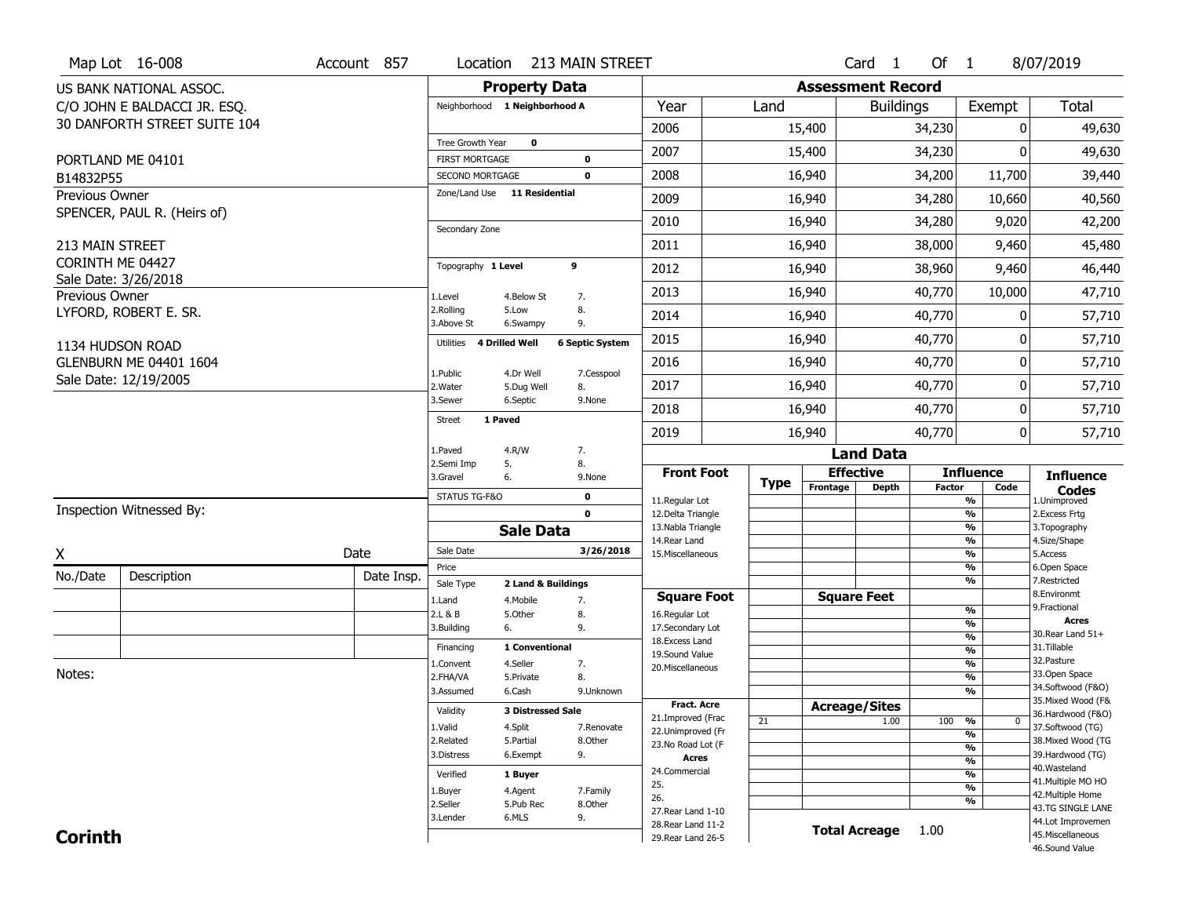Map Lot 16-008 | Account 857 | Location 213 MAIN STREET | Card 1 Of 1 | 8/07/2019

US BANK NATIONAL ASSOC.
C/O JOHN E BALDACCI JR. ESQ.
30 DANFORTH STREET SUITE 104

PORTLAND ME 04101
B14832P55

Previous Owner
SPENCER, PAUL R. (Heirs of)

213 MAIN STREET
CORINTH ME 04427
Sale Date: 3/26/2018

Previous Owner
LYFORD, ROBERT E. SR.

1134 HUDSON ROAD
GLENBURN ME 04401 1604
Sale Date: 12/19/2005

Inspection Witnessed By:

X Date

| No./Date | Description | Date Insp. |
|---|---|---|
| | | |
| | | |
| | | |

Notes:

**Corinth**

## Property Data

Neighborhood **1 Neighborhood A**

Tree Growth Year **0**
FIRST MORTGAGE **0**
SECOND MORTGAGE **0**
Zone/Land Use **11 Residential**

Secondary Zone

Topography **1 Level** **9**

| | | |
|---|---|---|
| 1.Level | 4.Below St | 7. |
| 2.Rolling | 5.Low | 8. |
| 3.Above St | 6.Swampy | 9. |

Utilities **4 Drilled Well** **6 Septic System**

| | | |
|---|---|---|
| 1.Public | 4.Dr Well | 7.Cesspool |
| 2.Water | 5.Dug Well | 8. |
| 3.Sewer | 6.Septic | 9.None |

Street **1 Paved**

| | | |
|---|---|---|
| 1.Paved | 4.R/W | 7. |
| 2.Semi Imp | 5. | 8. |
| 3.Gravel | 6. | 9.None |

STATUS TG-F&O **0**
**0**

## Sale Data

Sale Date **3/26/2018**
Price
Sale Type **2 Land & Buildings**

| | | |
|---|---|---|
| 1.Land | 4.Mobile | 7. |
| 2.L & B | 5.Other | 8. |
| 3.Building | 6. | 9. |

Financing **1 Conventional**

| | | |
|---|---|---|
| 1.Convent | 4.Seller | 7. |
| 2.FHA/VA | 5.Private | 8. |
| 3.Assumed | 6.Cash | 9.Unknown |

Validity **3 Distressed Sale**

| | | |
|---|---|---|
| 1.Valid | 4.Split | 7.Renovate |
| 2.Related | 5.Partial | 8.Other |
| 3.Distress | 6.Exempt | 9. |

Verified **1 Buyer**

| | | |
|---|---|---|
| 1.Buyer | 4.Agent | 7.Family |
| 2.Seller | 5.Pub Rec | 8.Other |
| 3.Lender | 6.MLS | 9. |

## Assessment Record

| Year | Land | Buildings | Exempt | Total |
|---|---|---|---|---|
| 2006 | 15,400 | 34,230 | 0 | 49,630 |
| 2007 | 15,400 | 34,230 | 0 | 49,630 |
| 2008 | 16,940 | 34,200 | 11,700 | 39,440 |
| 2009 | 16,940 | 34,280 | 10,660 | 40,560 |
| 2010 | 16,940 | 34,280 | 9,020 | 42,200 |
| 2011 | 16,940 | 38,000 | 9,460 | 45,480 |
| 2012 | 16,940 | 38,960 | 9,460 | 46,440 |
| 2013 | 16,940 | 40,770 | 10,000 | 47,710 |
| 2014 | 16,940 | 40,770 | 0 | 57,710 |
| 2015 | 16,940 | 40,770 | 0 | 57,710 |
| 2016 | 16,940 | 40,770 | 0 | 57,710 |
| 2017 | 16,940 | 40,770 | 0 | 57,710 |
| 2018 | 16,940 | 40,770 | 0 | 57,710 |
| 2019 | 16,940 | 40,770 | 0 | 57,710 |

## Land Data

| Front Foot | Type | Effective Frontage | Effective Depth | Influence Factor | Influence Code |
|---|---|---|---|---|---|
| 11.Regular Lot | | | | % | |
| 12.Delta Triangle | | | | % | |
| 13.Nabla Triangle | | | | % | |
| 14.Rear Land | | | | % | |
| 15.Miscellaneous | | | | % | |
| | | | | % | |
| | | | | % | |
| **Square Foot** | | **Square Feet** | | | |
| 16.Regular Lot | | | | % | |
| 17.Secondary Lot | | | | % | |
| 18.Excess Land | | | | % | |
| 19.Sound Value | | | | % | |
| 20.Miscellaneous | | | | % | |
| | | | | % | |
| | | | | % | |
| **Fract. Acre** | | **Acreage/Sites** | | | |
| 21.Improved (Frac | 21 | | 1.00 | 100 % | 0 |
| 22.Unimproved (Fr | | | | % | |
| 23.No Road Lot (F | | | | % | |
| **Acres** | | | | % | |
| 24.Commercial | | | | % | |
| 25. | | | | % | |
| 26. | | | | % | |
| 27.Rear Land 1-10 | | | | | |
| 28.Rear Land 11-2 | | | | | |
| 29.Rear Land 26-5 | | | | | |

**Total Acreage** 1.00

**Influence Codes**
1.Unimproved
2.Excess Frtg
3.Topography
4.Size/Shape
5.Access
6.Open Space
7.Restricted
8.Environmt
9.Fractional

**Acres**
30.Rear Land 51+
31.Tillable
32.Pasture
33.Open Space
34.Softwood (F&O)
35.Mixed Wood (F&
36.Hardwood (F&O)
37.Softwood (TG)
38.Mixed Wood (TG
39.Hardwood (TG)
40.Wasteland
41.Multiple MO HO
42.Multiple Home
43.TG SINGLE LANE
44.Lot Improvemen
45.Miscellaneous
46.Sound Value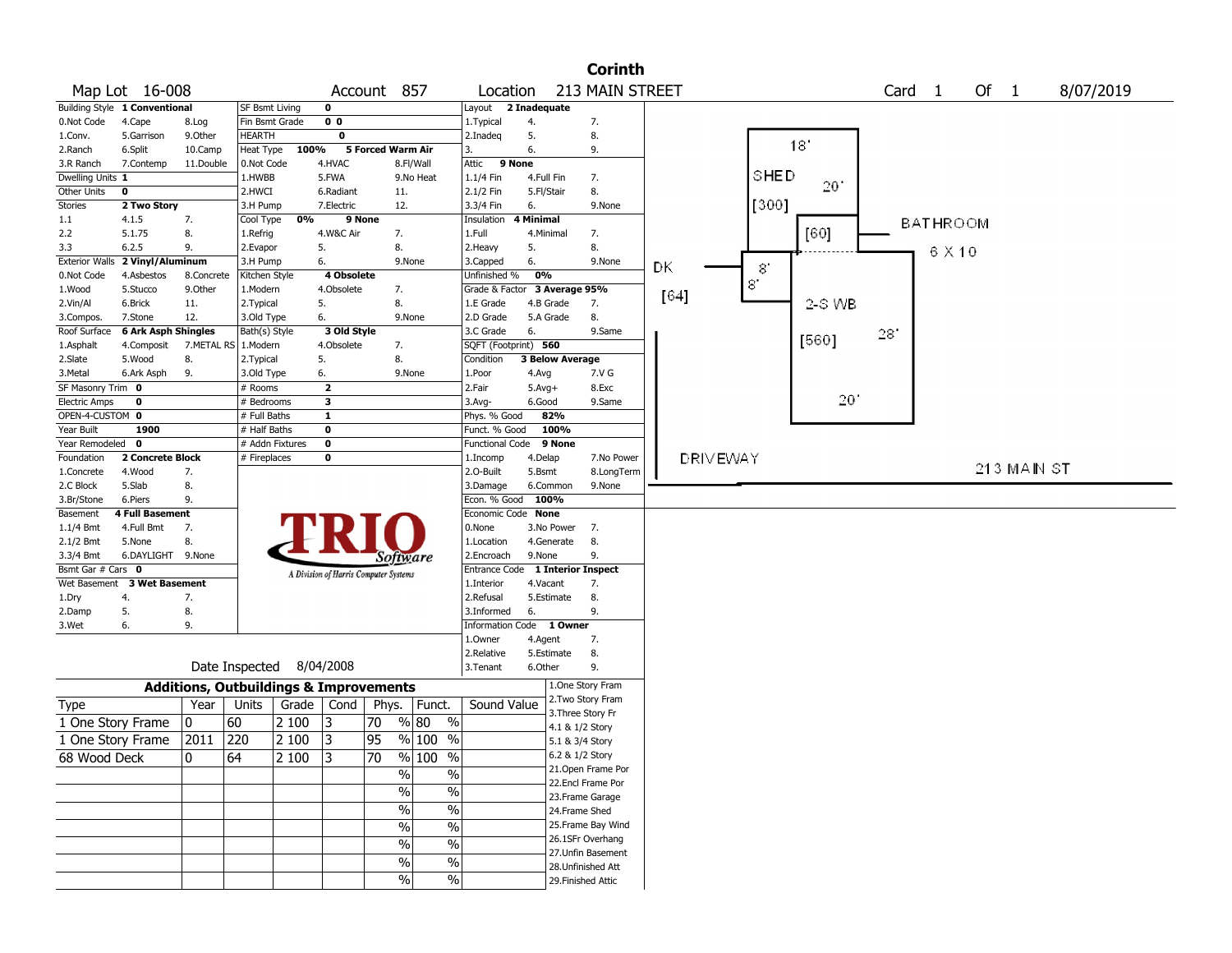# Corinth

**Map Lot** 16-008 **Account** 857 **Location** 213 MAIN STREET **Card** 1 **Of** 1 8/07/2019

| | | | | | | | | | | |
|---|---|---|---|---|---|---|---|---|---|---|
| Building Style | 1 Conventional | | SF Bsmt Living | 0 | | | Layout | 2 Inadequate | | |
| 0.Not Code | 4.Cape | 8.Log | Fin Bsmt Grade | 0 0 | | | 1.Typical | 4. | 7. | |
| 1.Conv. | 5.Garrison | 9.Other | HEARTH | 0 | | | 2.Inadeq | 5. | 8. | |
| 2.Ranch | 6.Split | 10.Camp | Heat Type | 100% | 5 Forced Warm Air | | 3. | 6. | 9. | |
| 3.R Ranch | 7.Contemp | 11.Double | 0.Not Code | 4.HVAC | 8.Fl/Wall | | Attic | 9 None | | |
| Dwelling Units | 1 | | 1.HWBB | 5.FWA | 9.No Heat | | 1.1/4 Fin | 4.Full Fin | 7. | |
| Other Units | 0 | | 2.HWCI | 6.Radiant | 11. | | 2.1/2 Fin | 5.Fl/Stair | 8. | |
| Stories | 2 Two Story | | 3.H Pump | 7.Electric | 12. | | 3.3/4 Fin | 6. | 9.None | |
| 1.1 | 4.1.5 | 7. | Cool Type | 0% | 9 None | | Insulation | 4 Minimal | | |
| 2.2 | 5.1.75 | 8. | 1.Refrig | 4.W&C Air | 7. | | 1.Full | 4.Minimal | 7. | |
| 3.3 | 6.2.5 | 9. | 2.Evapor | 5. | 8. | | 2.Heavy | 5. | 8. | |
| Exterior Walls | 2 Vinyl/Aluminum | | 3.H Pump | 6. | 9.None | | 3.Capped | 6. | 9.None | |
| 0.Not Code | 4.Asbestos | 8.Concrete | Kitchen Style | 4 Obsolete | | | Unfinished % | 0% | | |
| 1.Wood | 5.Stucco | 9.Other | 1.Modern | 4.Obsolete | 7. | | Grade & Factor | 3 Average 95% | | |
| 2.Vin/Al | 6.Brick | 11. | 2.Typical | 5. | 8. | | 1.E Grade | 4.B Grade | 7. | |
| 3.Compos. | 7.Stone | 12. | 3.Old Type | 6. | 9.None | | 2.D Grade | 5.A Grade | 8. | |
| Roof Surface | 6 Ark Asph Shingles | | Bath(s) Style | 3 Old Style | | | 3.C Grade | 6. | 9.Same | |
| 1.Asphalt | 4.Composit | 7.METAL RS | 1.Modern | 4.Obsolete | 7. | | SQFT (Footprint) | 560 | | |
| 2.Slate | 5.Wood | 8. | 2.Typical | 5. | 8. | | Condition | 3 Below Average | | |
| 3.Metal | 6.Ark Asph | 9. | 3.Old Type | 6. | 9.None | | 1.Poor | 4.Avg | 7.V G | |
| SF Masonry Trim | 0 | | # Rooms | 2 | | | 2.Fair | 5.Avg+ | 8.Exc | |
| Electric Amps | 0 | | # Bedrooms | 3 | | | 3.Avg- | 6.Good | 9.Same | |
| OPEN-4-CUSTOM | 0 | | # Full Baths | 1 | | | Phys. % Good | 82% | | |
| Year Built | 1900 | | # Half Baths | 0 | | | Funct. % Good | 100% | | |
| Year Remodeled | 0 | | # Addn Fixtures | 0 | | | Functional Code | 9 None | | |
| Foundation | 2 Concrete Block | | # Fireplaces | 0 | | | 1.Incomp | 4.Delap | 7.No Power | |
| 1.Concrete | 4.Wood | 7. | | | | | 2.O-Built | 5.Bsmt | 8.LongTerm | |
| 2.C Block | 5.Slab | 8. | | | | | 3.Damage | 6.Common | 9.None | |
| 3.Br/Stone | 6.Piers | 9. | | | | | Econ. % Good | 100% | | |
| Basement | 4 Full Basement | | | | | | Economic Code | None | | |
| 1.1/4 Bmt | 4.Full Bmt | 7. | | | | | 0.None | 3.No Power | 7. | |
| 2.1/2 Bmt | 5.None | 8. | | | | | 1.Location | 4.Generate | 8. | |
| 3.3/4 Bmt | 6.DAYLIGHT | 9.None | | | | | 2.Encroach | 9.None | 9. | |
| Bsmt Gar # Cars | 0 | | | | | | Entrance Code | 1 Interior Inspect | | |
| Wet Basement | 3 Wet Basement | | | | | | 1.Interior | 4.Vacant | 7. | |
| 1.Dry | 4. | 7. | | | | | 2.Refusal | 5.Estimate | 8. | |
| 2.Damp | 5. | 8. | | | | | 3.Informed | 6. | 9. | |
| 3.Wet | 6. | 9. | | | | | Information Code | 1 Owner | | |
| | | | | | | | 1.Owner | 4.Agent | 7. | |
| | | | | | | | 2.Relative | 5.Estimate | 8. | |
| | | | | | | | 3.Tenant | 6.Other | 9. | |

TRIO Software — A Division of Harris Computer Systems

Date Inspected 8/04/2008

## Additions, Outbuildings & Improvements

| Type | Year | Units | Grade | Cond | Phys. | Funct. | Sound Value |
|---|---|---|---|---|---|---|---|
| 1 One Story Frame | 0 | 60 | 2 100 | 3 | 70 % | 80 % | |
| 1 One Story Frame | 2011 | 220 | 2 100 | 3 | 95 % | 100 % | |
| 68 Wood Deck | 0 | 64 | 2 100 | 3 | 70 % | 100 % | |
| | | | | | % | % | |
| | | | | | % | % | |
| | | | | | % | % | |
| | | | | | % | % | |
| | | | | | % | % | |
| | | | | | % | % | |
| | | | | | % | % | |

1.One Story Fram
2.Two Story Fram
3.Three Story Fr
4.1 & 1/2 Story
5.1 & 3/4 Story
6.2 & 1/2 Story
21.Open Frame Por
22.Encl Frame Por
23.Frame Garage
24.Frame Shed
25.Frame Bay Wind
26.1SFr Overhang
27.Unfin Basement
28.Unfinished Att
29.Finished Attic

SHED 18' 20' [300]
[60] BATHROOM 6 X 10
DK [64] 8' 8'
2-S WB [560] 28' 20'
DRIVEWAY
213 MAIN ST